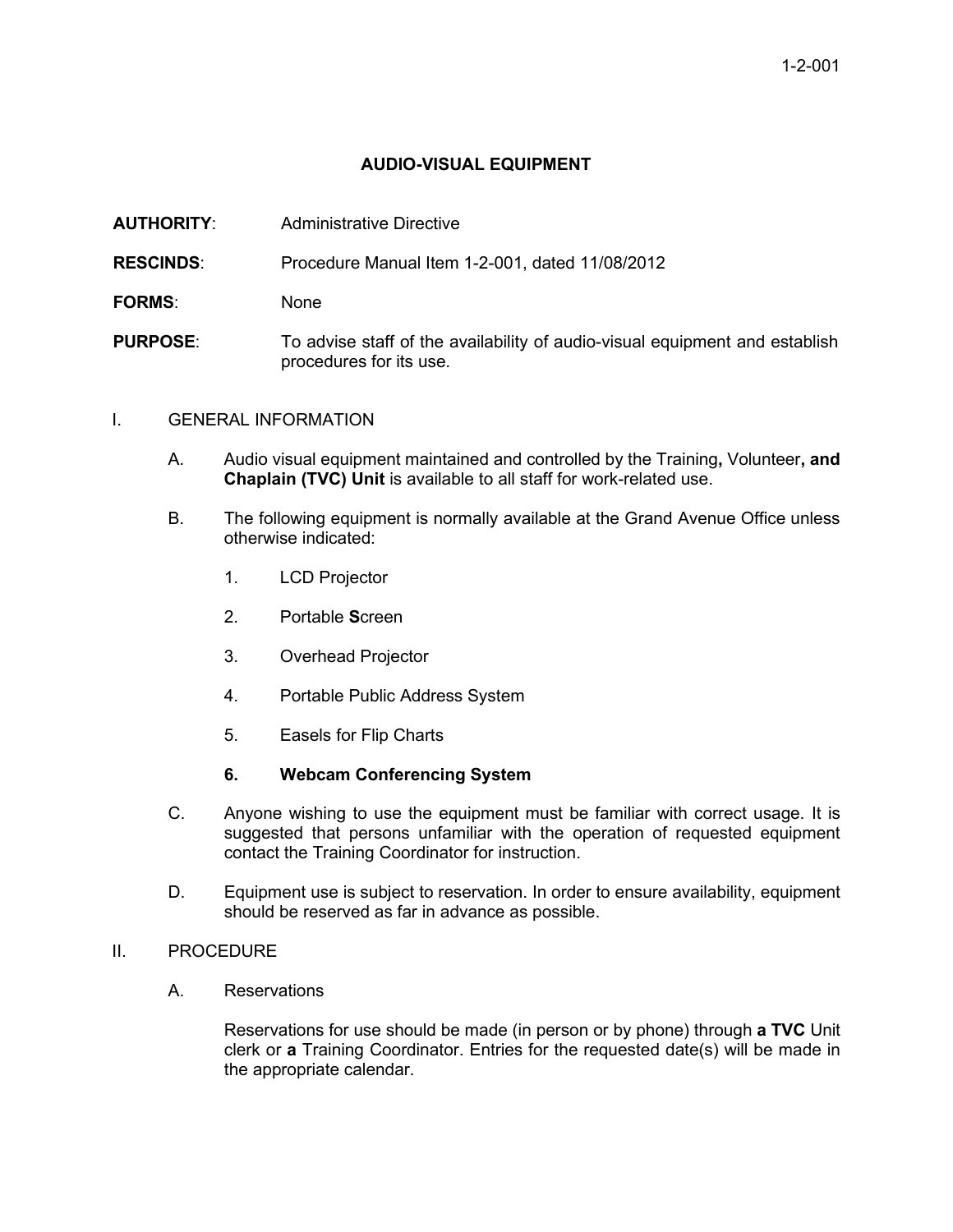1-2-001

# AUDIO-VISUAL EQUIPMENT

**AUTHORITY**: Administrative Directive

**RESCINDS**: Procedure Manual Item 1-2-001, dated 11/08/2012

**FORMS**: None

**PURPOSE**: To advise staff of the availability of audio-visual equipment and establish procedures for its use.

## I. GENERAL INFORMATION

A. Audio visual equipment maintained and controlled by the Training**,** Volunteer**, and Chaplain (TVC) Unit** is available to all staff for work-related use.

B. The following equipment is normally available at the Grand Avenue Office unless otherwise indicated:

1. LCD Projector
2. Portable **S**creen
3. Overhead Projector
4. Portable Public Address System
5. Easels for Flip Charts
6. **Webcam Conferencing System**

C. Anyone wishing to use the equipment must be familiar with correct usage. It is suggested that persons unfamiliar with the operation of requested equipment contact the Training Coordinator for instruction.

D. Equipment use is subject to reservation. In order to ensure availability, equipment should be reserved as far in advance as possible.

## II. PROCEDURE

A. Reservations

Reservations for use should be made (in person or by phone) through **a TVC** Unit clerk or **a** Training Coordinator. Entries for the requested date(s) will be made in the appropriate calendar.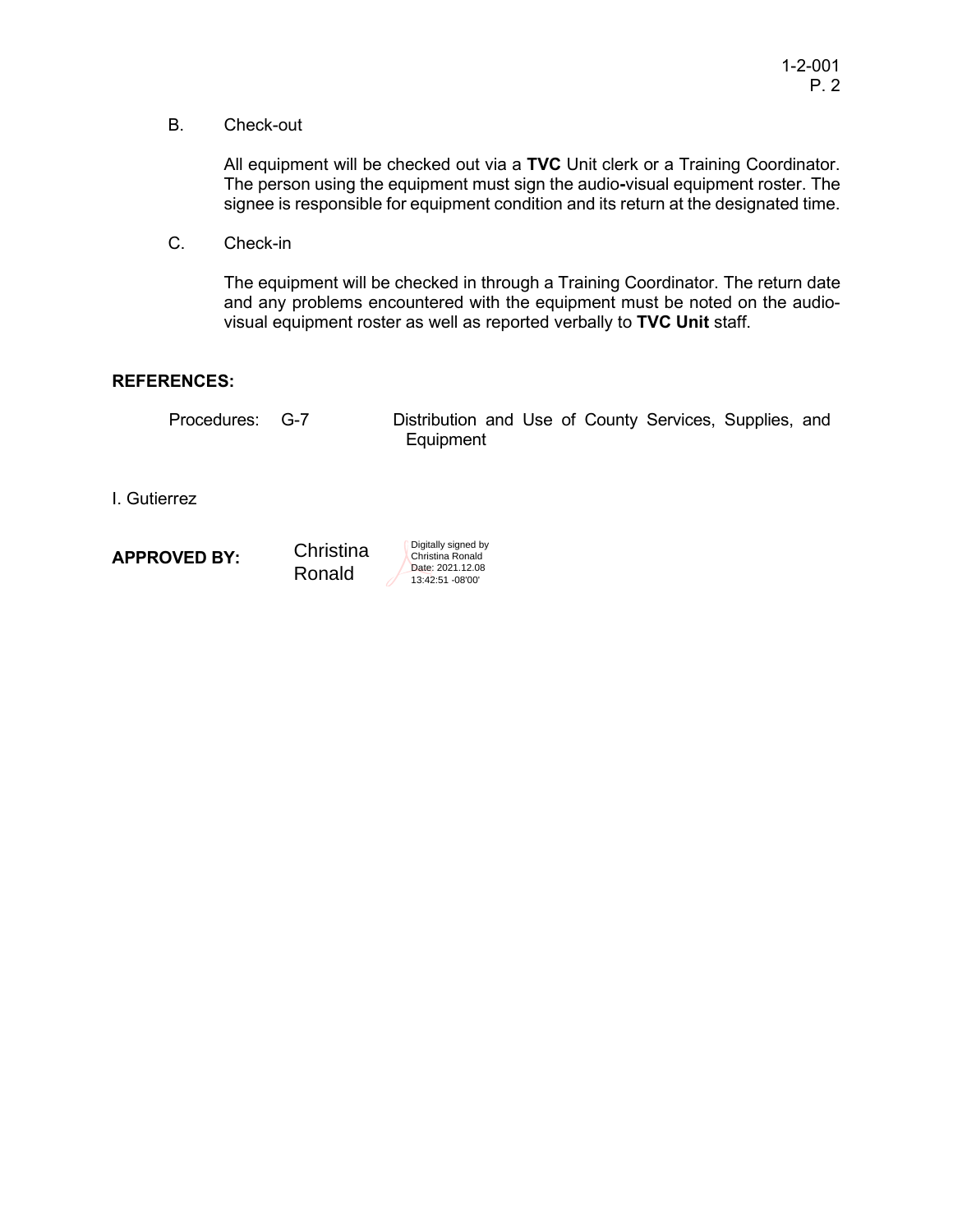B. Check-out

All equipment will be checked out via a **TVC** Unit clerk or a Training Coordinator. The person using the equipment must sign the audio-visual equipment roster. The signee is responsible for equipment condition and its return at the designated time.

C. Check-in

The equipment will be checked in through a Training Coordinator. The return date and any problems encountered with the equipment must be noted on the audio-visual equipment roster as well as reported verbally to **TVC Unit** staff.

**REFERENCES:**

Procedures: G-7 Distribution and Use of County Services, Supplies, and Equipment

I. Gutierrez

**APPROVED BY:** Christina Ronald

Digitally signed by Christina Ronald
Date: 2021.12.08 13:42:51 -08'00'